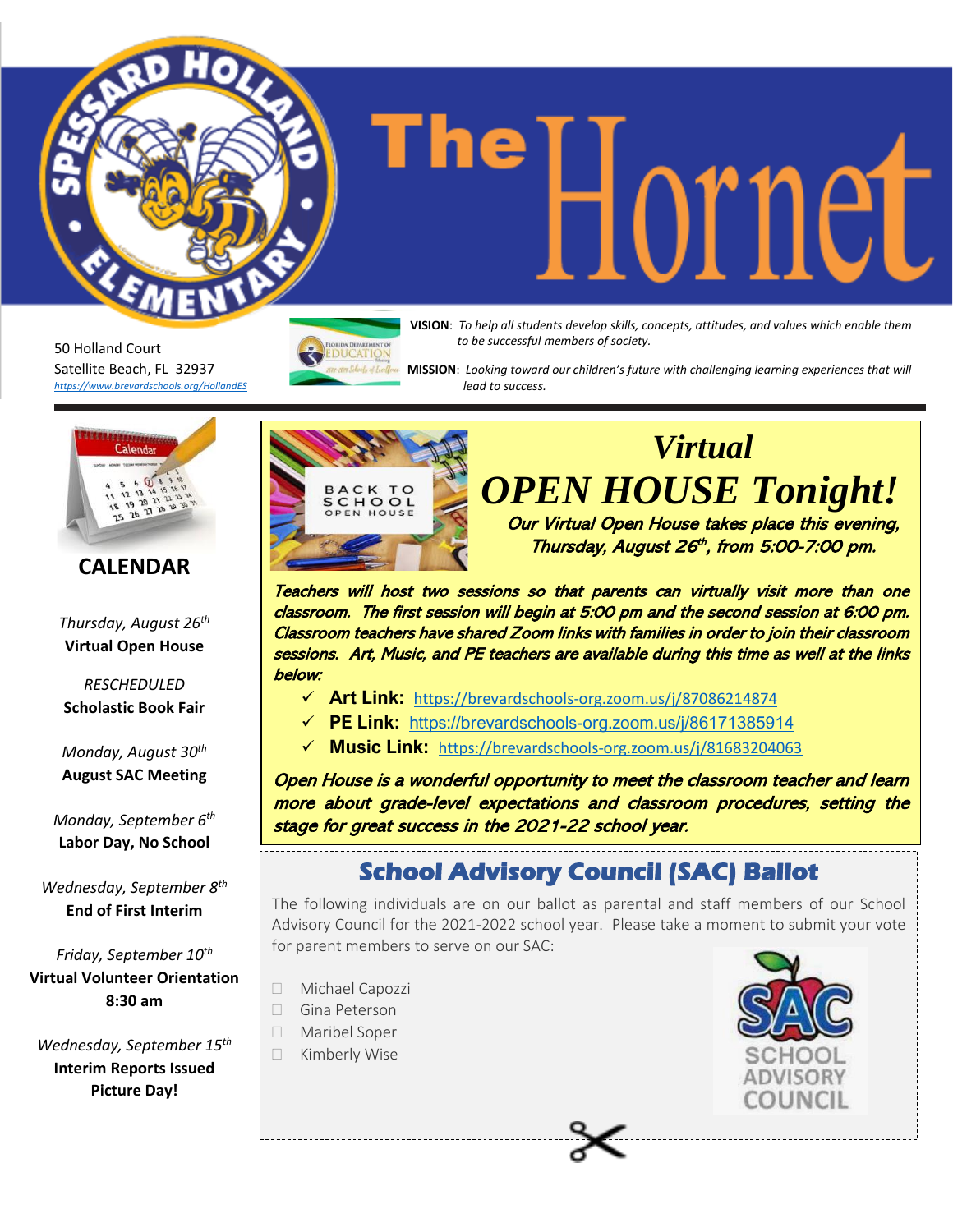# The Hornet

Spessard Holland Elementary

50 Holland Court
Satellite Beach, FL 32937
https://www.brevardschools.org/HollandES

**VISION**: *To help all students develop skills, concepts, attitudes, and values which enable them to be successful members of society.*

**MISSION**: *Looking toward our children's future with challenging learning experiences that will lead to success.*

## CALENDAR

*Thursday, August 26th*
**Virtual Open House**

*RESCHEDULED*
**Scholastic Book Fair**

*Monday, August 30th*
**August SAC Meeting**

*Monday, September 6th*
**Labor Day, No School**

*Wednesday, September 8th*
**End of First Interim**

*Friday, September 10th*
**Virtual Volunteer Orientation 8:30 am**

*Wednesday, September 15th*
**Interim Reports Issued**
**Picture Day!**

## *Virtual OPEN HOUSE Tonight!*

***Our Virtual Open House takes place this evening, Thursday, August 26th, from 5:00-7:00 pm.***

***Teachers will host two sessions so that parents can virtually visit more than one classroom. The first session will begin at 5:00 pm and the second session at 6:00 pm. Classroom teachers have shared Zoom links with families in order to join their classroom sessions. Art, Music, and PE teachers are available during this time as well at the links below:***

- ✓ **Art Link:** https://brevardschools-org.zoom.us/j/87086214874
- ✓ **PE Link:** https://brevardschools-org.zoom.us/j/86171385914
- ✓ **Music Link:** https://brevardschools-org.zoom.us/j/81683204063

***Open House is a wonderful opportunity to meet the classroom teacher and learn more about grade-level expectations and classroom procedures, setting the stage for great success in the 2021-22 school year.***

## School Advisory Council (SAC) Ballot

The following individuals are on our ballot as parental and staff members of our School Advisory Council for the 2021-2022 school year. Please take a moment to submit your vote for parent members to serve on our SAC:

- ☐ Michael Capozzi
- ☐ Gina Peterson
- ☐ Maribel Soper
- ☐ Kimberly Wise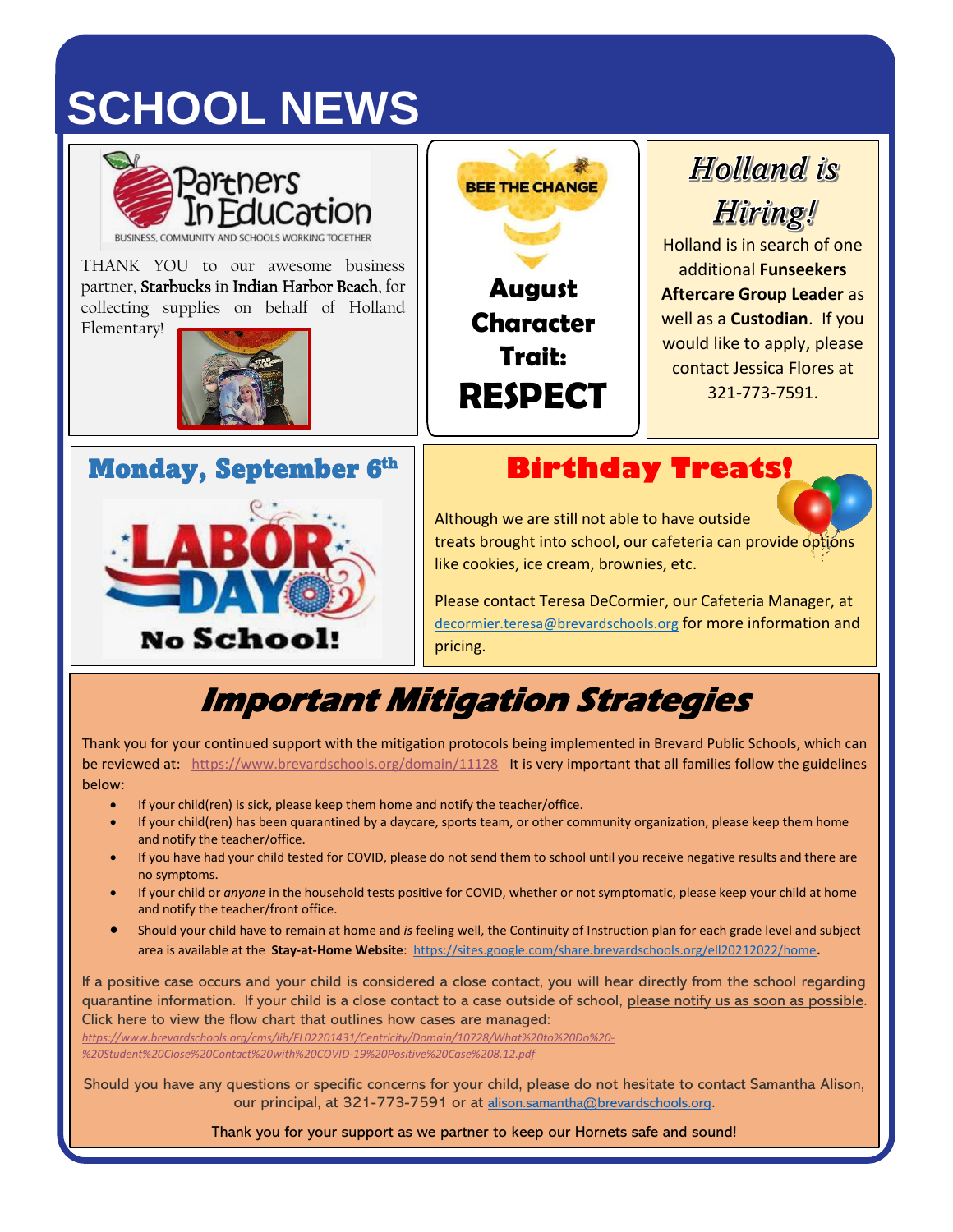# SCHOOL NEWS

## Partners In Education

BUSINESS, COMMUNITY AND SCHOOLS WORKING TOGETHER

THANK YOU to our awesome business partner, Starbucks in Indian Harbor Beach, for collecting supplies on behalf of Holland Elementary!

## BEE THE CHANGE

**August Character Trait:**

**RESPECT**

## *Holland is Hiring!*

Holland is in search of one additional **Funseekers Aftercare Group Leader** as well as a **Custodian**. If you would like to apply, please contact Jessica Flores at 321-773-7591.

## Monday, September 6th

LABOR DAY

**No School!**

## Birthday Treats!

Although we are still not able to have outside treats brought into school, our cafeteria can provide options like cookies, ice cream, brownies, etc.

Please contact Teresa DeCormier, our Cafeteria Manager, at decormier.teresa@brevardschools.org for more information and pricing.

## *Important Mitigation Strategies*

Thank you for your continued support with the mitigation protocols being implemented in Brevard Public Schools, which can be reviewed at: https://www.brevardschools.org/domain/11128 It is very important that all families follow the guidelines below:

- If your child(ren) is sick, please keep them home and notify the teacher/office.
- If your child(ren) has been quarantined by a daycare, sports team, or other community organization, please keep them home and notify the teacher/office.
- If you have had your child tested for COVID, please do not send them to school until you receive negative results and there are no symptoms.
- If your child or *anyone* in the household tests positive for COVID, whether or not symptomatic, please keep your child at home and notify the teacher/front office.
- Should your child have to remain at home and *is* feeling well, the Continuity of Instruction plan for each grade level and subject area is available at the **Stay-at-Home Website**: https://sites.google.com/share.brevardschools.org/ell20212022/home.

If a positive case occurs and your child is considered a close contact, you will hear directly from the school regarding quarantine information. If your child is a close contact to a case outside of school, please notify us as soon as possible. Click here to view the flow chart that outlines how cases are managed: *https://www.brevardschools.org/cms/lib/FL02201431/Centricity/Domain/10728/What%20to%20Do%20-%20Student%20Close%20Contact%20with%20COVID-19%20Positive%20Case%208.12.pdf*

Should you have any questions or specific concerns for your child, please do not hesitate to contact Samantha Alison, our principal, at 321-773-7591 or at alison.samantha@brevardschools.org.

Thank you for your support as we partner to keep our Hornets safe and sound!